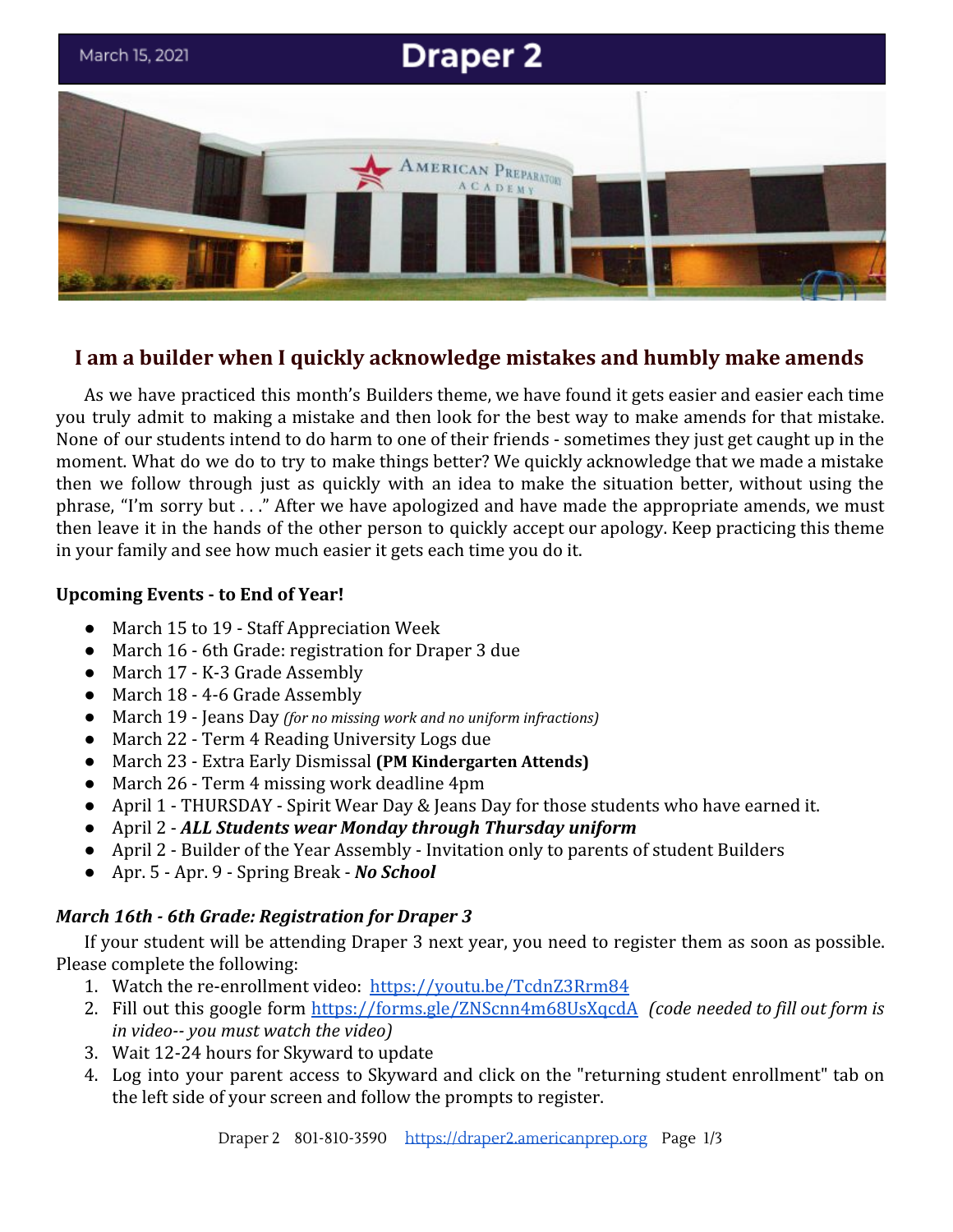March 15, 2021

# Draper 2

## I am a builder when I quickly acknowledge mistakes and humbly make amends

As we have practiced this month's Builders theme, we have found it gets easier and easier each time you truly admit to making a mistake and then look for the best way to make amends for that mistake. None of our students intend to do harm to one of their friends - sometimes they just get caught up in the moment. What do we do to try to make things better? We quickly acknowledge that we made a mistake then we follow through just as quickly with an idea to make the situation better, without using the phrase, "I'm sorry but . . ." After we have apologized and have made the appropriate amends, we must then leave it in the hands of the other person to quickly accept our apology. Keep practicing this theme in your family and see how much easier it gets each time you do it.

**Upcoming Events - to End of Year!**

- March 15 to 19 - Staff Appreciation Week
- March 16 - 6th Grade: registration for Draper 3 due
- March 17 - K-3 Grade Assembly
- March 18 - 4-6 Grade Assembly
- March 19 - Jeans Day *(for no missing work and no uniform infractions)*
- March 22 - Term 4 Reading University Logs due
- March 23 - Extra Early Dismissal **(PM Kindergarten Attends)**
- March 26 - Term 4 missing work deadline 4pm
- April 1 - THURSDAY - Spirit Wear Day & Jeans Day for those students who have earned it.
- April 2 - ***ALL Students wear Monday through Thursday uniform***
- April 2 - Builder of the Year Assembly - Invitation only to parents of student Builders
- Apr. 5 - Apr. 9 - Spring Break - ***No School***

***March 16th - 6th Grade: Registration for Draper 3***

If your student will be attending Draper 3 next year, you need to register them as soon as possible. Please complete the following:

1. Watch the re-enrollment video: https://youtu.be/TcdnZ3Rrm84
2. Fill out this google form https://forms.gle/ZNScnn4m68UsXqcdA *(code needed to fill out form is in video-- you must watch the video)*
3. Wait 12-24 hours for Skyward to update
4. Log into your parent access to Skyward and click on the "returning student enrollment" tab on the left side of your screen and follow the prompts to register.

Draper 2 801-810-3590 https://draper2.americanprep.org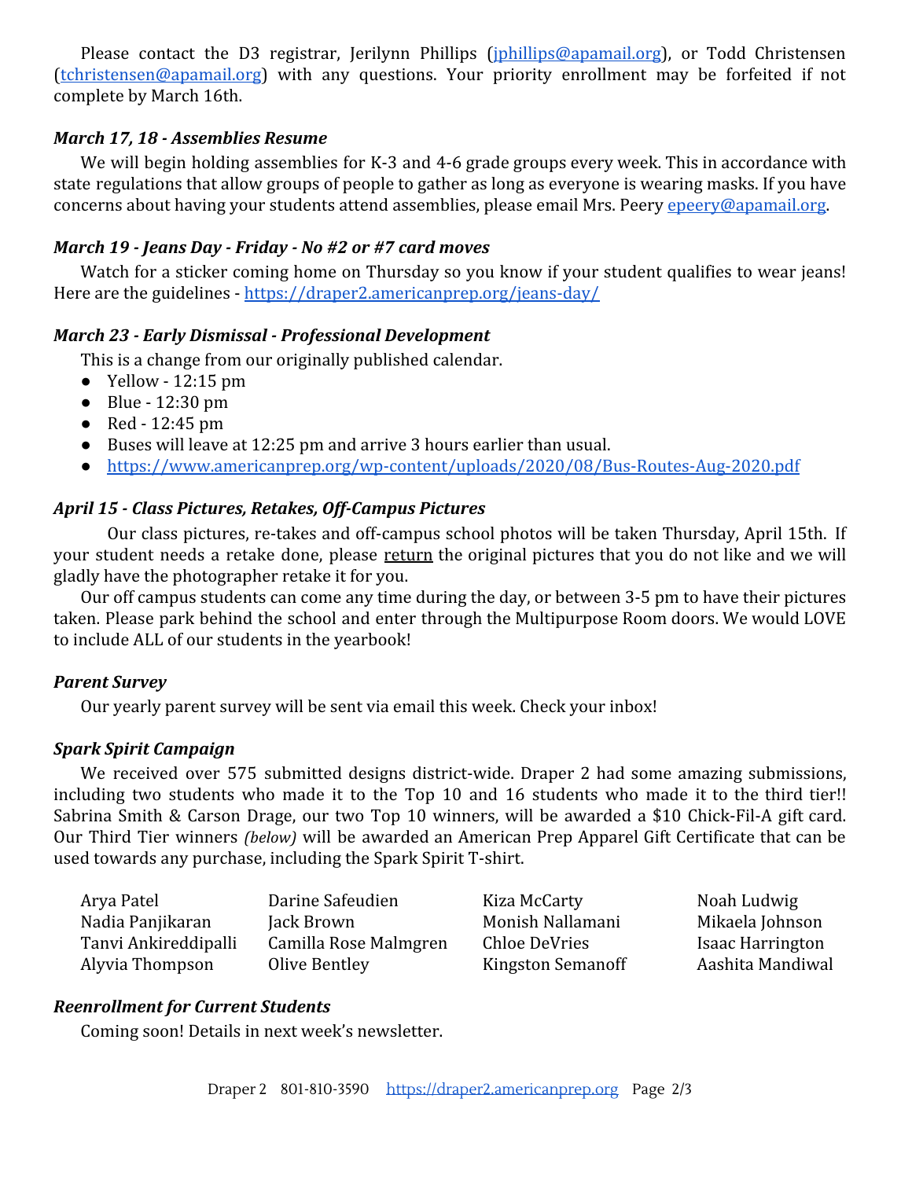Please contact the D3 registrar, Jerilynn Phillips (jphillips@apamail.org), or Todd Christensen (tchristensen@apamail.org) with any questions. Your priority enrollment may be forfeited if not complete by March 16th.

### *March 17, 18 - Assemblies Resume*

We will begin holding assemblies for K-3 and 4-6 grade groups every week. This in accordance with state regulations that allow groups of people to gather as long as everyone is wearing masks. If you have concerns about having your students attend assemblies, please email Mrs. Peery epeery@apamail.org.

### *March 19 - Jeans Day - Friday - No #2 or #7 card moves*

Watch for a sticker coming home on Thursday so you know if your student qualifies to wear jeans! Here are the guidelines - https://draper2.americanprep.org/jeans-day/

### *March 23 - Early Dismissal - Professional Development*

This is a change from our originally published calendar.

- Yellow - 12:15 pm
- Blue - 12:30 pm
- Red - 12:45 pm
- Buses will leave at 12:25 pm and arrive 3 hours earlier than usual.
- https://www.americanprep.org/wp-content/uploads/2020/08/Bus-Routes-Aug-2020.pdf

### *April 15 - Class Pictures, Retakes, Off-Campus Pictures*

Our class pictures, re-takes and off-campus school photos will be taken Thursday, April 15th. If your student needs a retake done, please return the original pictures that you do not like and we will gladly have the photographer retake it for you.

Our off campus students can come any time during the day, or between 3-5 pm to have their pictures taken. Please park behind the school and enter through the Multipurpose Room doors. We would LOVE to include ALL of our students in the yearbook!

### *Parent Survey*

Our yearly parent survey will be sent via email this week. Check your inbox!

### *Spark Spirit Campaign*

We received over 575 submitted designs district-wide. Draper 2 had some amazing submissions, including two students who made it to the Top 10 and 16 students who made it to the third tier!! Sabrina Smith & Carson Drage, our two Top 10 winners, will be awarded a $10 Chick-Fil-A gift card. Our Third Tier winners *(below)* will be awarded an American Prep Apparel Gift Certificate that can be used towards any purchase, including the Spark Spirit T-shirt.

| | | | |
|---|---|---|---|
| Arya Patel | Darine Safeudien | Kiza McCarty | Noah Ludwig |
| Nadia Panjikaran | Jack Brown | Monish Nallamani | Mikaela Johnson |
| Tanvi Ankireddipalli | Camilla Rose Malmgren | Chloe DeVries | Isaac Harrington |
| Alyvia Thompson | Olive Bentley | Kingston Semanoff | Aashita Mandiwal |

### *Reenrollment for Current Students*

Coming soon! Details in next week's newsletter.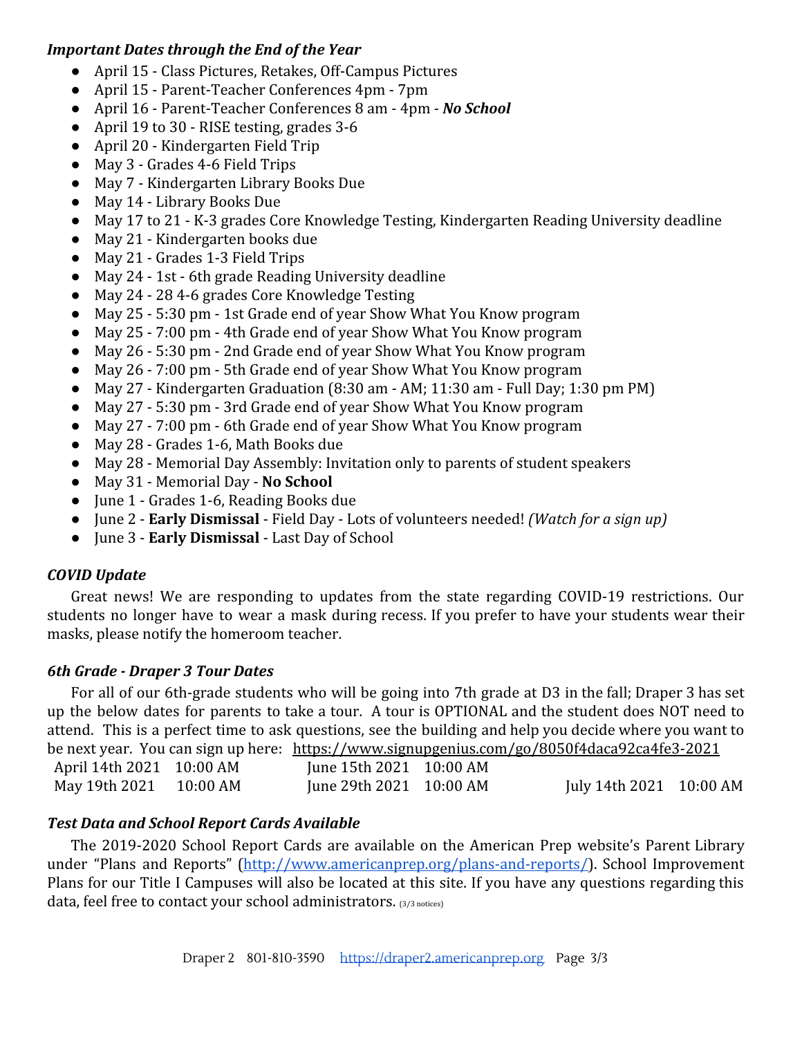### *Important Dates through the End of the Year*

- April 15 - Class Pictures, Retakes, Off-Campus Pictures
- April 15 - Parent-Teacher Conferences 4pm - 7pm
- April 16 - Parent-Teacher Conferences 8 am - 4pm - ***No School***
- April 19 to 30 - RISE testing, grades 3-6
- April 20 - Kindergarten Field Trip
- May 3 - Grades 4-6 Field Trips
- May 7 - Kindergarten Library Books Due
- May 14 - Library Books Due
- May 17 to 21 - K-3 grades Core Knowledge Testing, Kindergarten Reading University deadline
- May 21 - Kindergarten books due
- May 21 - Grades 1-3 Field Trips
- May 24 - 1st - 6th grade Reading University deadline
- May 24 - 28 4-6 grades Core Knowledge Testing
- May 25 - 5:30 pm - 1st Grade end of year Show What You Know program
- May 25 - 7:00 pm - 4th Grade end of year Show What You Know program
- May 26 - 5:30 pm - 2nd Grade end of year Show What You Know program
- May 26 - 7:00 pm - 5th Grade end of year Show What You Know program
- May 27 - Kindergarten Graduation (8:30 am - AM; 11:30 am - Full Day; 1:30 pm PM)
- May 27 - 5:30 pm - 3rd Grade end of year Show What You Know program
- May 27 - 7:00 pm - 6th Grade end of year Show What You Know program
- May 28 - Grades 1-6, Math Books due
- May 28 - Memorial Day Assembly: Invitation only to parents of student speakers
- May 31 - Memorial Day - **No School**
- June 1 - Grades 1-6, Reading Books due
- June 2 - **Early Dismissal** - Field Day - Lots of volunteers needed! *(Watch for a sign up)*
- June 3 - **Early Dismissal** - Last Day of School

### *COVID Update*

Great news! We are responding to updates from the state regarding COVID-19 restrictions. Our students no longer have to wear a mask during recess. If you prefer to have your students wear their masks, please notify the homeroom teacher.

### *6th Grade - Draper 3 Tour Dates*

For all of our 6th-grade students who will be going into 7th grade at D3 in the fall; Draper 3 has set up the below dates for parents to take a tour. A tour is OPTIONAL and the student does NOT need to attend. This is a perfect time to ask questions, see the building and help you decide where you want to be next year. You can sign up here: https://www.signupgenius.com/go/8050f4daca92ca4fe3-2021

| | | |
|---|---|---|
| April 14th 2021 10:00 AM | June 15th 2021 10:00 AM | |
| May 19th 2021 10:00 AM | June 29th 2021 10:00 AM | July 14th 2021 10:00 AM |

### *Test Data and School Report Cards Available*

The 2019-2020 School Report Cards are available on the American Prep website's Parent Library under "Plans and Reports" (http://www.americanprep.org/plans-and-reports/). School Improvement Plans for our Title I Campuses will also be located at this site. If you have any questions regarding this data, feel free to contact your school administrators. (3/3 notices)

Draper 2 801-810-3590 https://draper2.americanprep.org